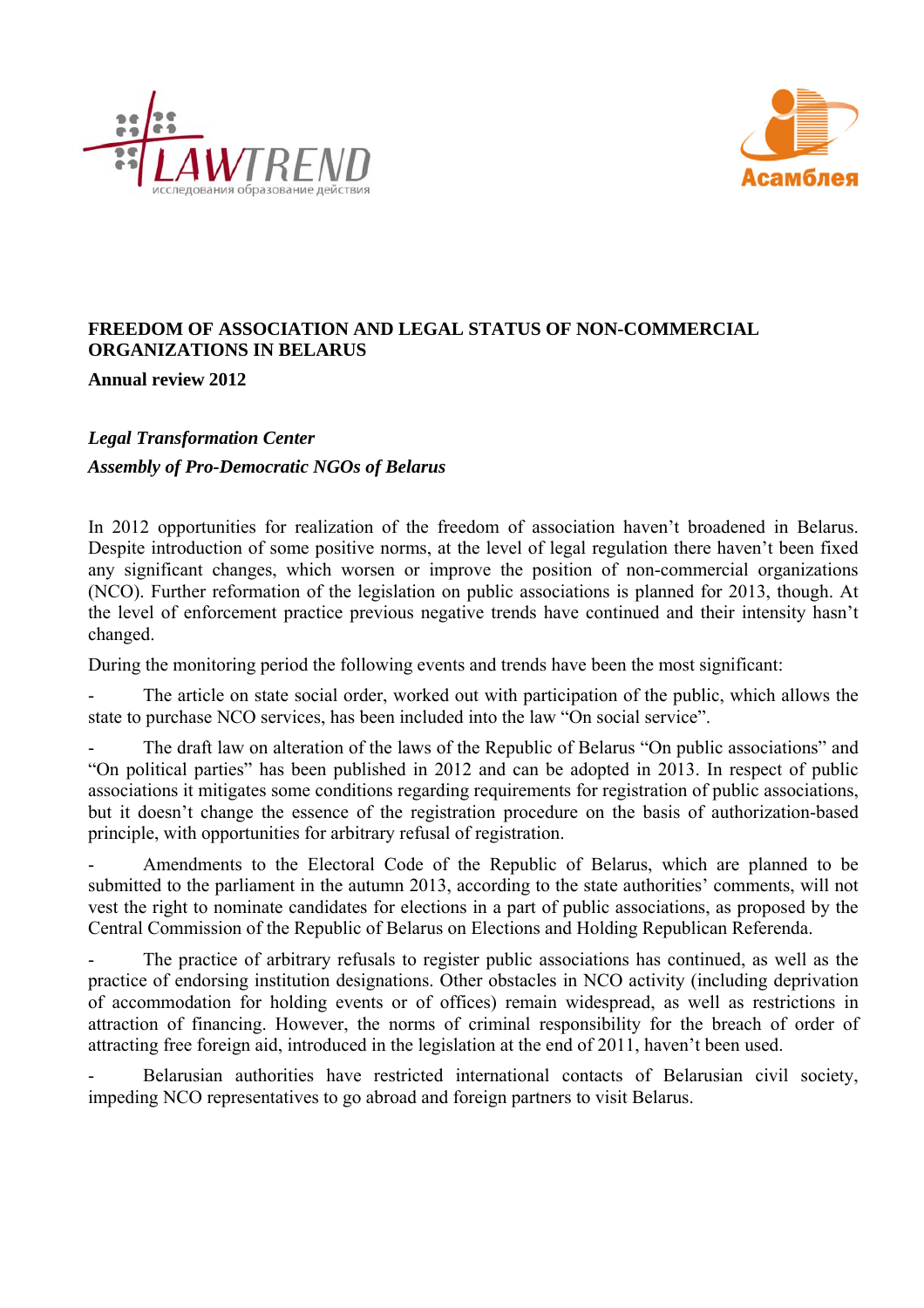# FREEDOM OF ASSOCIATION AND LEGAL STATUS OF NON-COMMERCIAL ORGANIZATIONS IN BELARUS

**Annual review 2012**

***Legal Transformation Center***

***Assembly of Pro-Democratic NGOs of Belarus***

In 2012 opportunities for realization of the freedom of association haven't broadened in Belarus. Despite introduction of some positive norms, at the level of legal regulation there haven't been fixed any significant changes, which worsen or improve the position of non-commercial organizations (NCO). Further reformation of the legislation on public associations is planned for 2013, though. At the level of enforcement practice previous negative trends have continued and their intensity hasn't changed.

During the monitoring period the following events and trends have been the most significant:

- The article on state social order, worked out with participation of the public, which allows the state to purchase NCO services, has been included into the law "On social service".
- The draft law on alteration of the laws of the Republic of Belarus "On public associations" and "On political parties" has been published in 2012 and can be adopted in 2013. In respect of public associations it mitigates some conditions regarding requirements for registration of public associations, but it doesn't change the essence of the registration procedure on the basis of authorization-based principle, with opportunities for arbitrary refusal of registration.
- Amendments to the Electoral Code of the Republic of Belarus, which are planned to be submitted to the parliament in the autumn 2013, according to the state authorities' comments, will not vest the right to nominate candidates for elections in a part of public associations, as proposed by the Central Commission of the Republic of Belarus on Elections and Holding Republican Referenda.
- The practice of arbitrary refusals to register public associations has continued, as well as the practice of endorsing institution designations. Other obstacles in NCO activity (including deprivation of accommodation for holding events or of offices) remain widespread, as well as restrictions in attraction of financing. However, the norms of criminal responsibility for the breach of order of attracting free foreign aid, introduced in the legislation at the end of 2011, haven't been used.
- Belarusian authorities have restricted international contacts of Belarusian civil society, impeding NCO representatives to go abroad and foreign partners to visit Belarus.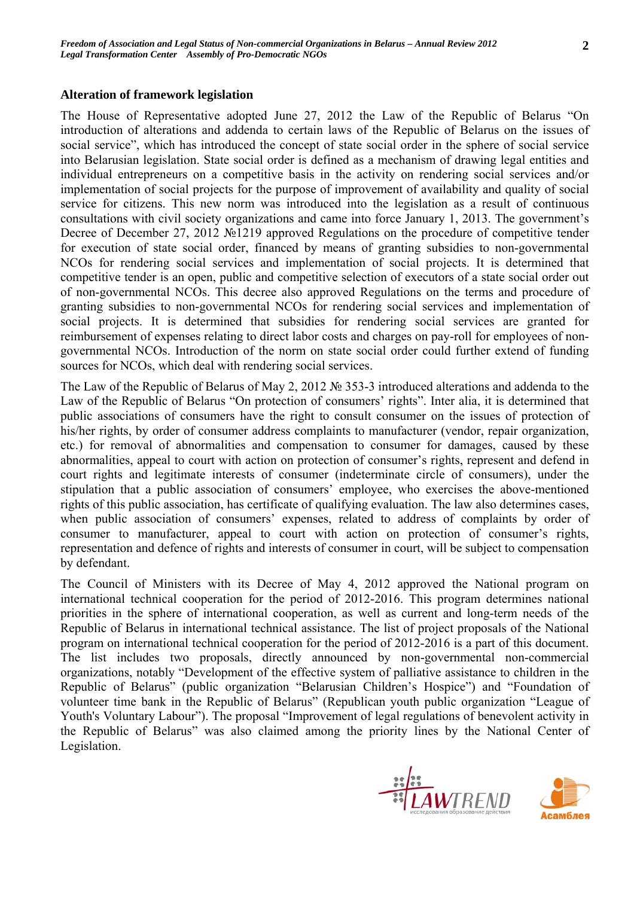## Alteration of framework legislation

The House of Representative adopted June 27, 2012 the Law of the Republic of Belarus "On introduction of alterations and addenda to certain laws of the Republic of Belarus on the issues of social service", which has introduced the concept of state social order in the sphere of social service into Belarusian legislation. State social order is defined as a mechanism of drawing legal entities and individual entrepreneurs on a competitive basis in the activity on rendering social services and/or implementation of social projects for the purpose of improvement of availability and quality of social service for citizens. This new norm was introduced into the legislation as a result of continuous consultations with civil society organizations and came into force January 1, 2013. The government's Decree of December 27, 2012 №1219 approved Regulations on the procedure of competitive tender for execution of state social order, financed by means of granting subsidies to non-governmental NCOs for rendering social services and implementation of social projects. It is determined that competitive tender is an open, public and competitive selection of executors of a state social order out of non-governmental NCOs. This decree also approved Regulations on the terms and procedure of granting subsidies to non-governmental NCOs for rendering social services and implementation of social projects. It is determined that subsidies for rendering social services are granted for reimbursement of expenses relating to direct labor costs and charges on pay-roll for employees of non-governmental NCOs. Introduction of the norm on state social order could further extend of funding sources for NCOs, which deal with rendering social services.

The Law of the Republic of Belarus of May 2, 2012 № 353-3 introduced alterations and addenda to the Law of the Republic of Belarus "On protection of consumers' rights". Inter alia, it is determined that public associations of consumers have the right to consult consumer on the issues of protection of his/her rights, by order of consumer address complaints to manufacturer (vendor, repair organization, etc.) for removal of abnormalities and compensation to consumer for damages, caused by these abnormalities, appeal to court with action on protection of consumer's rights, represent and defend in court rights and legitimate interests of consumer (indeterminate circle of consumers), under the stipulation that a public association of consumers' employee, who exercises the above-mentioned rights of this public association, has certificate of qualifying evaluation. The law also determines cases, when public association of consumers' expenses, related to address of complaints by order of consumer to manufacturer, appeal to court with action on protection of consumer's rights, representation and defence of rights and interests of consumer in court, will be subject to compensation by defendant.

The Council of Ministers with its Decree of May 4, 2012 approved the National program on international technical cooperation for the period of 2012-2016. This program determines national priorities in the sphere of international cooperation, as well as current and long-term needs of the Republic of Belarus in international technical assistance. The list of project proposals of the National program on international technical cooperation for the period of 2012-2016 is a part of this document. The list includes two proposals, directly announced by non-governmental non-commercial organizations, notably "Development of the effective system of palliative assistance to children in the Republic of Belarus" (public organization "Belarusian Children's Hospice") and "Foundation of volunteer time bank in the Republic of Belarus" (Republican youth public organization "League of Youth's Voluntary Labour"). The proposal "Improvement of legal regulations of benevolent activity in the Republic of Belarus" was also claimed among the priority lines by the National Center of Legislation.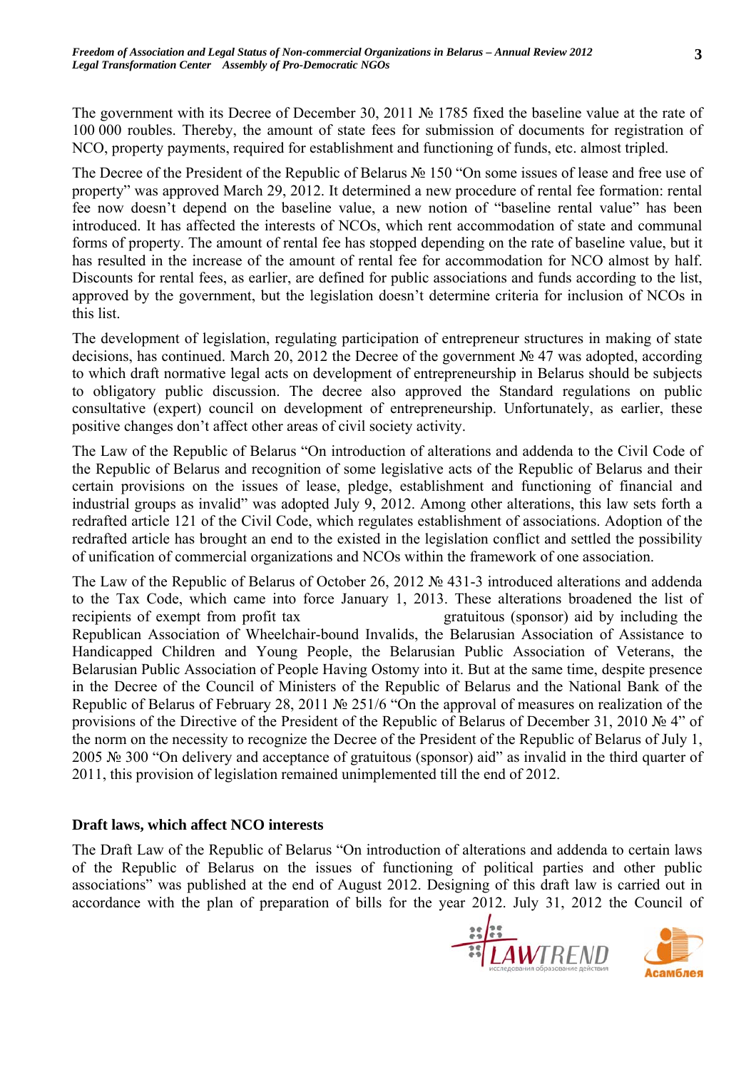The government with its Decree of December 30, 2011 № 1785 fixed the baseline value at the rate of 100 000 roubles. Thereby, the amount of state fees for submission of documents for registration of NCO, property payments, required for establishment and functioning of funds, etc. almost tripled.

The Decree of the President of the Republic of Belarus № 150 "On some issues of lease and free use of property" was approved March 29, 2012. It determined a new procedure of rental fee formation: rental fee now doesn't depend on the baseline value, a new notion of "baseline rental value" has been introduced. It has affected the interests of NCOs, which rent accommodation of state and communal forms of property. The amount of rental fee has stopped depending on the rate of baseline value, but it has resulted in the increase of the amount of rental fee for accommodation for NCO almost by half. Discounts for rental fees, as earlier, are defined for public associations and funds according to the list, approved by the government, but the legislation doesn't determine criteria for inclusion of NCOs in this list.

The development of legislation, regulating participation of entrepreneur structures in making of state decisions, has continued. March 20, 2012 the Decree of the government № 47 was adopted, according to which draft normative legal acts on development of entrepreneurship in Belarus should be subjects to obligatory public discussion. The decree also approved the Standard regulations on public consultative (expert) council on development of entrepreneurship. Unfortunately, as earlier, these positive changes don't affect other areas of civil society activity.

The Law of the Republic of Belarus "On introduction of alterations and addenda to the Civil Code of the Republic of Belarus and recognition of some legislative acts of the Republic of Belarus and their certain provisions on the issues of lease, pledge, establishment and functioning of financial and industrial groups as invalid" was adopted July 9, 2012. Among other alterations, this law sets forth a redrafted article 121 of the Civil Code, which regulates establishment of associations. Adoption of the redrafted article has brought an end to the existed in the legislation conflict and settled the possibility of unification of commercial organizations and NCOs within the framework of one association.

The Law of the Republic of Belarus of October 26, 2012 № 431-3 introduced alterations and addenda to the Tax Code, which came into force January 1, 2013. These alterations broadened the list of recipients of exempt from profit tax gratuitous (sponsor) aid by including the Republican Association of Wheelchair-bound Invalids, the Belarusian Association of Assistance to Handicapped Children and Young People, the Belarusian Public Association of Veterans, the Belarusian Public Association of People Having Ostomy into it. But at the same time, despite presence in the Decree of the Council of Ministers of the Republic of Belarus and the National Bank of the Republic of Belarus of February 28, 2011 № 251/6 "On the approval of measures on realization of the provisions of the Directive of the President of the Republic of Belarus of December 31, 2010 № 4" of the norm on the necessity to recognize the Decree of the President of the Republic of Belarus of July 1, 2005 № 300 "On delivery and acceptance of gratuitous (sponsor) aid" as invalid in the third quarter of 2011, this provision of legislation remained unimplemented till the end of 2012.

## Draft laws, which affect NCO interests

The Draft Law of the Republic of Belarus "On introduction of alterations and addenda to certain laws of the Republic of Belarus on the issues of functioning of political parties and other public associations" was published at the end of August 2012. Designing of this draft law is carried out in accordance with the plan of preparation of bills for the year 2012. July 31, 2012 the Council of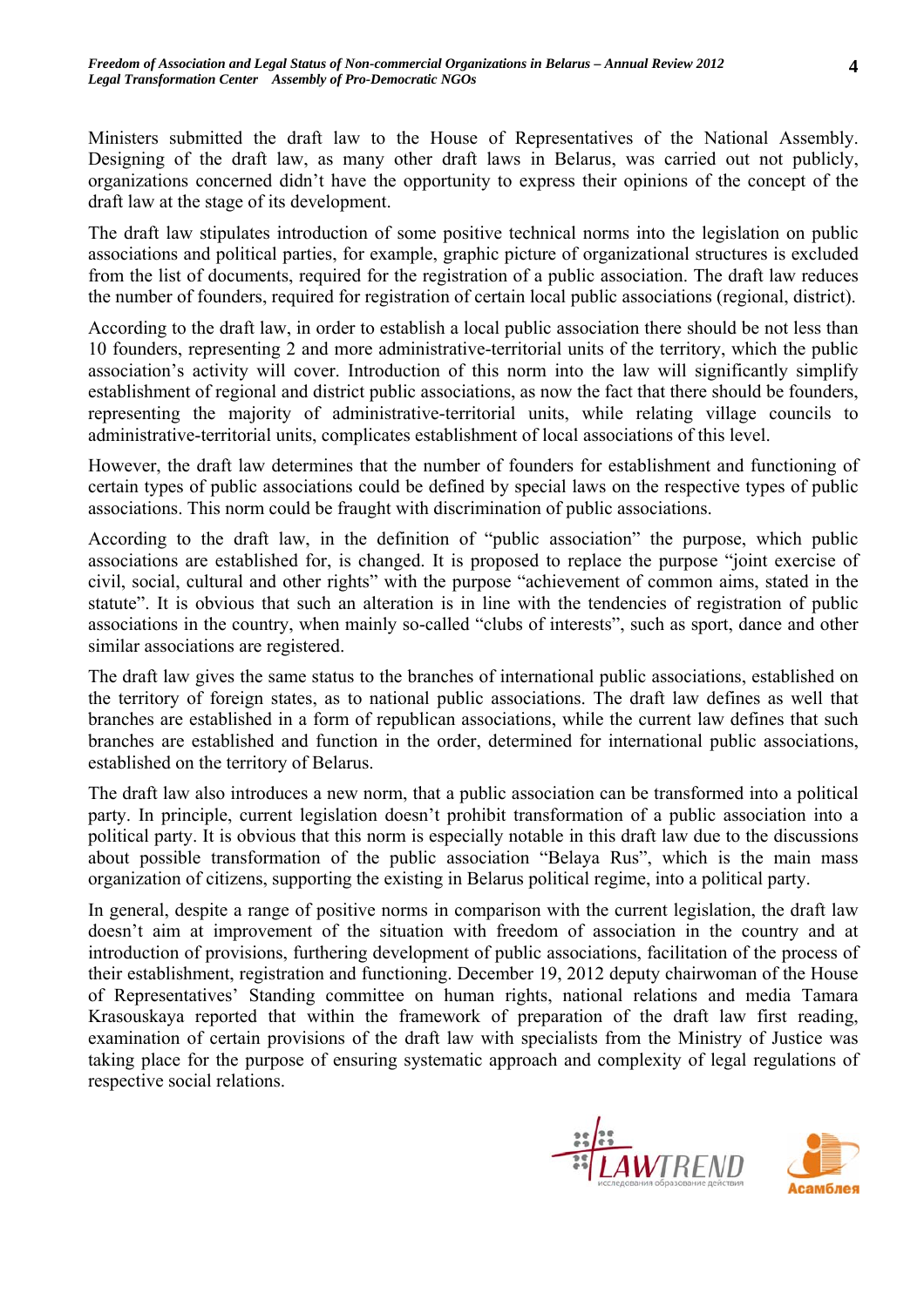Ministers submitted the draft law to the House of Representatives of the National Assembly. Designing of the draft law, as many other draft laws in Belarus, was carried out not publicly, organizations concerned didn't have the opportunity to express their opinions of the concept of the draft law at the stage of its development.

The draft law stipulates introduction of some positive technical norms into the legislation on public associations and political parties, for example, graphic picture of organizational structures is excluded from the list of documents, required for the registration of a public association. The draft law reduces the number of founders, required for registration of certain local public associations (regional, district).

According to the draft law, in order to establish a local public association there should be not less than 10 founders, representing 2 and more administrative-territorial units of the territory, which the public association's activity will cover. Introduction of this norm into the law will significantly simplify establishment of regional and district public associations, as now the fact that there should be founders, representing the majority of administrative-territorial units, while relating village councils to administrative-territorial units, complicates establishment of local associations of this level.

However, the draft law determines that the number of founders for establishment and functioning of certain types of public associations could be defined by special laws on the respective types of public associations. This norm could be fraught with discrimination of public associations.

According to the draft law, in the definition of "public association" the purpose, which public associations are established for, is changed. It is proposed to replace the purpose "joint exercise of civil, social, cultural and other rights" with the purpose "achievement of common aims, stated in the statute". It is obvious that such an alteration is in line with the tendencies of registration of public associations in the country, when mainly so-called "clubs of interests", such as sport, dance and other similar associations are registered.

The draft law gives the same status to the branches of international public associations, established on the territory of foreign states, as to national public associations. The draft law defines as well that branches are established in a form of republican associations, while the current law defines that such branches are established and function in the order, determined for international public associations, established on the territory of Belarus.

The draft law also introduces a new norm, that a public association can be transformed into a political party. In principle, current legislation doesn't prohibit transformation of a public association into a political party. It is obvious that this norm is especially notable in this draft law due to the discussions about possible transformation of the public association "Belaya Rus", which is the main mass organization of citizens, supporting the existing in Belarus political regime, into a political party.

In general, despite a range of positive norms in comparison with the current legislation, the draft law doesn't aim at improvement of the situation with freedom of association in the country and at introduction of provisions, furthering development of public associations, facilitation of the process of their establishment, registration and functioning. December 19, 2012 deputy chairwoman of the House of Representatives' Standing committee on human rights, national relations and media Tamara Krasouskaya reported that within the framework of preparation of the draft law first reading, examination of certain provisions of the draft law with specialists from the Ministry of Justice was taking place for the purpose of ensuring systematic approach and complexity of legal regulations of respective social relations.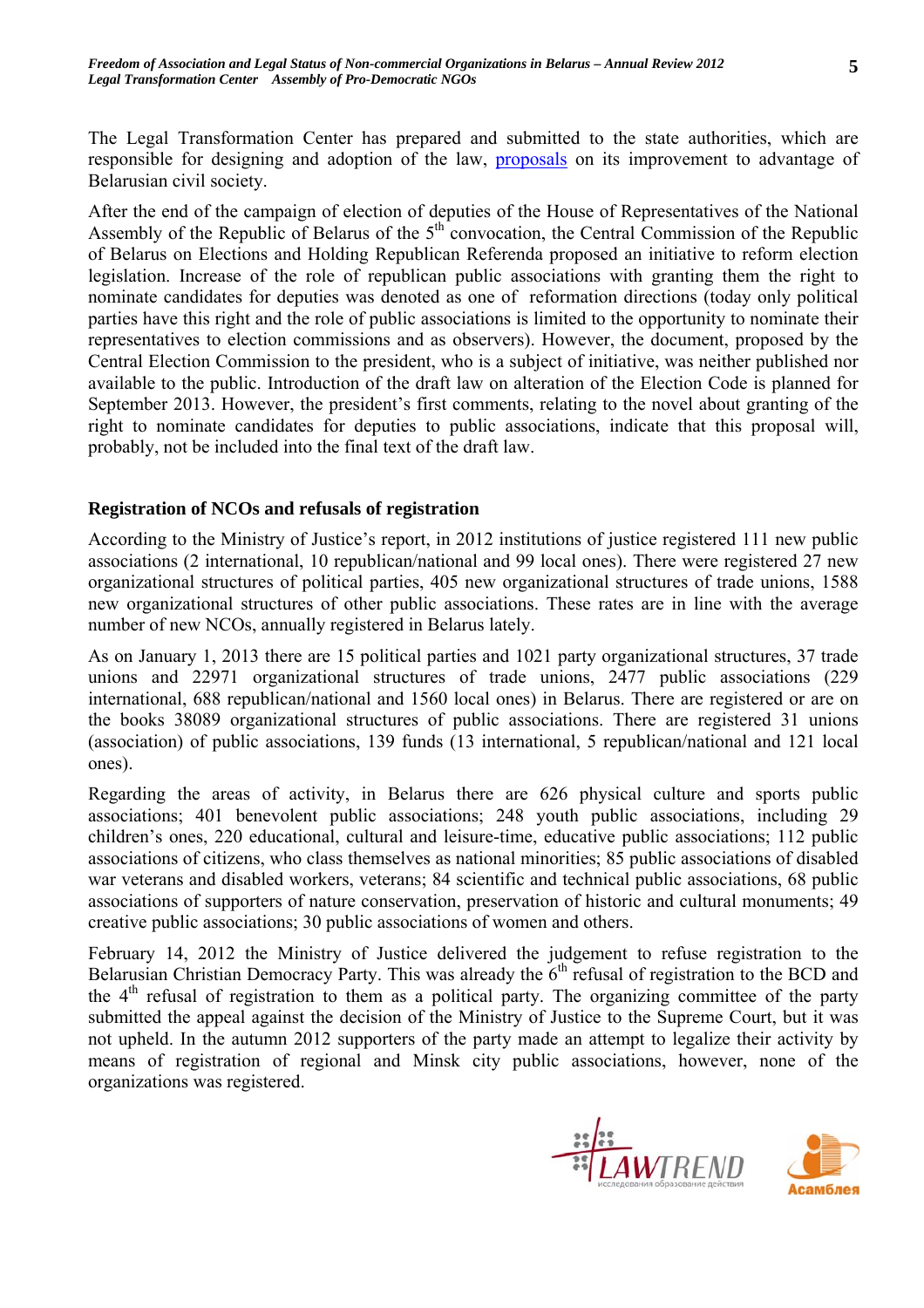The Legal Transformation Center has prepared and submitted to the state authorities, which are responsible for designing and adoption of the law, proposals on its improvement to advantage of Belarusian civil society.

After the end of the campaign of election of deputies of the House of Representatives of the National Assembly of the Republic of Belarus of the 5th convocation, the Central Commission of the Republic of Belarus on Elections and Holding Republican Referenda proposed an initiative to reform election legislation. Increase of the role of republican public associations with granting them the right to nominate candidates for deputies was denoted as one of reformation directions (today only political parties have this right and the role of public associations is limited to the opportunity to nominate their representatives to election commissions and as observers). However, the document, proposed by the Central Election Commission to the president, who is a subject of initiative, was neither published nor available to the public. Introduction of the draft law on alteration of the Election Code is planned for September 2013. However, the president's first comments, relating to the novel about granting of the right to nominate candidates for deputies to public associations, indicate that this proposal will, probably, not be included into the final text of the draft law.

## Registration of NCOs and refusals of registration

According to the Ministry of Justice's report, in 2012 institutions of justice registered 111 new public associations (2 international, 10 republican/national and 99 local ones). There were registered 27 new organizational structures of political parties, 405 new organizational structures of trade unions, 1588 new organizational structures of other public associations. These rates are in line with the average number of new NCOs, annually registered in Belarus lately.

As on January 1, 2013 there are 15 political parties and 1021 party organizational structures, 37 trade unions and 22971 organizational structures of trade unions, 2477 public associations (229 international, 688 republican/national and 1560 local ones) in Belarus. There are registered or are on the books 38089 organizational structures of public associations. There are registered 31 unions (association) of public associations, 139 funds (13 international, 5 republican/national and 121 local ones).

Regarding the areas of activity, in Belarus there are 626 physical culture and sports public associations; 401 benevolent public associations; 248 youth public associations, including 29 children's ones, 220 educational, cultural and leisure-time, educative public associations; 112 public associations of citizens, who class themselves as national minorities; 85 public associations of disabled war veterans and disabled workers, veterans; 84 scientific and technical public associations, 68 public associations of supporters of nature conservation, preservation of historic and cultural monuments; 49 creative public associations; 30 public associations of women and others.

February 14, 2012 the Ministry of Justice delivered the judgement to refuse registration to the Belarusian Christian Democracy Party. This was already the 6th refusal of registration to the BCD and the 4th refusal of registration to them as a political party. The organizing committee of the party submitted the appeal against the decision of the Ministry of Justice to the Supreme Court, but it was not upheld. In the autumn 2012 supporters of the party made an attempt to legalize their activity by means of registration of regional and Minsk city public associations, however, none of the organizations was registered.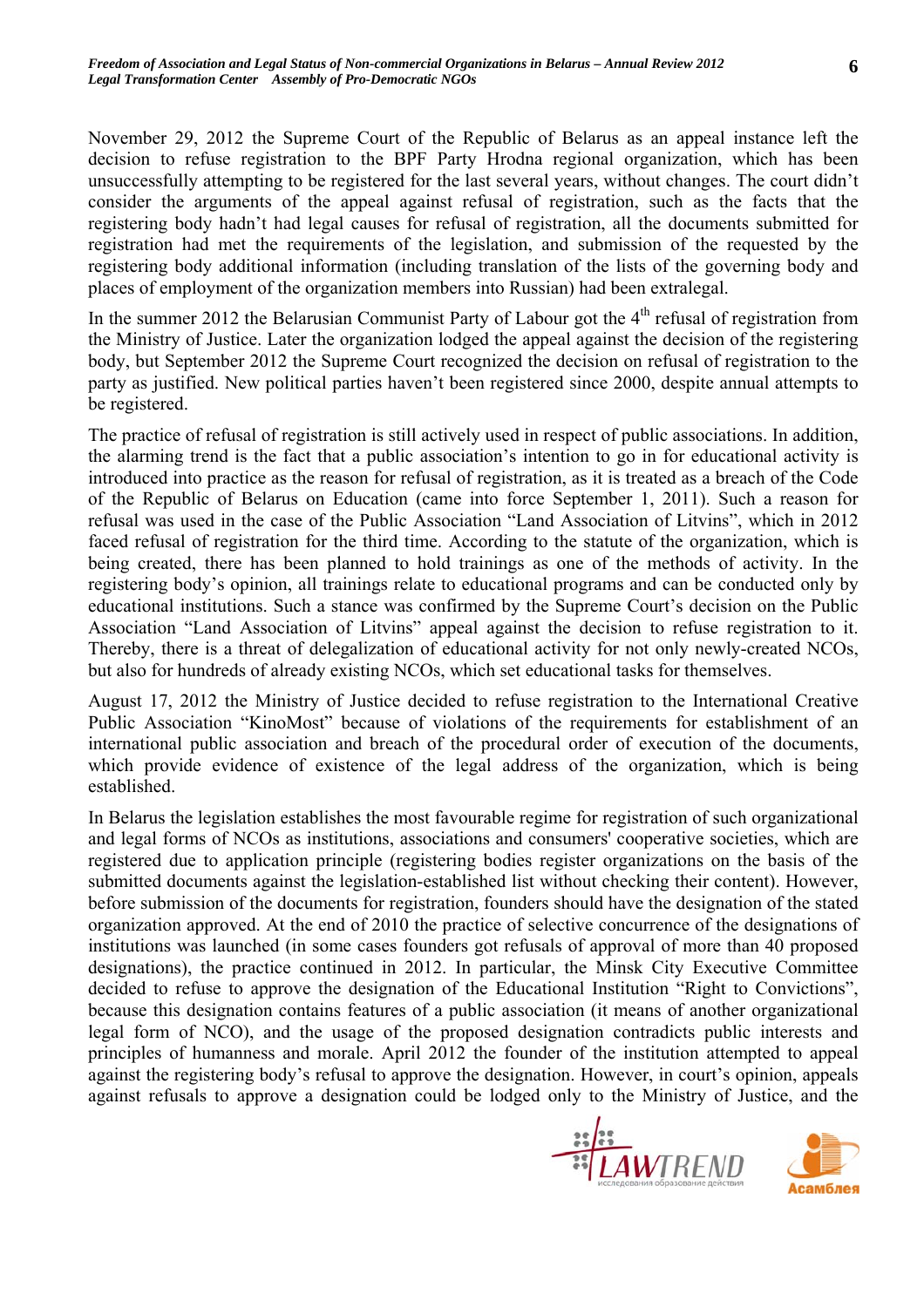November 29, 2012 the Supreme Court of the Republic of Belarus as an appeal instance left the decision to refuse registration to the BPF Party Hrodna regional organization, which has been unsuccessfully attempting to be registered for the last several years, without changes. The court didn't consider the arguments of the appeal against refusal of registration, such as the facts that the registering body hadn't had legal causes for refusal of registration, all the documents submitted for registration had met the requirements of the legislation, and submission of the requested by the registering body additional information (including translation of the lists of the governing body and places of employment of the organization members into Russian) had been extralegal.

In the summer 2012 the Belarusian Communist Party of Labour got the 4th refusal of registration from the Ministry of Justice. Later the organization lodged the appeal against the decision of the registering body, but September 2012 the Supreme Court recognized the decision on refusal of registration to the party as justified. New political parties haven't been registered since 2000, despite annual attempts to be registered.

The practice of refusal of registration is still actively used in respect of public associations. In addition, the alarming trend is the fact that a public association's intention to go in for educational activity is introduced into practice as the reason for refusal of registration, as it is treated as a breach of the Code of the Republic of Belarus on Education (came into force September 1, 2011). Such a reason for refusal was used in the case of the Public Association "Land Association of Litvins", which in 2012 faced refusal of registration for the third time. According to the statute of the organization, which is being created, there has been planned to hold trainings as one of the methods of activity. In the registering body's opinion, all trainings relate to educational programs and can be conducted only by educational institutions. Such a stance was confirmed by the Supreme Court's decision on the Public Association "Land Association of Litvins" appeal against the decision to refuse registration to it. Thereby, there is a threat of delegalization of educational activity for not only newly-created NCOs, but also for hundreds of already existing NCOs, which set educational tasks for themselves.

August 17, 2012 the Ministry of Justice decided to refuse registration to the International Creative Public Association "KinoMost" because of violations of the requirements for establishment of an international public association and breach of the procedural order of execution of the documents, which provide evidence of existence of the legal address of the organization, which is being established.

In Belarus the legislation establishes the most favourable regime for registration of such organizational and legal forms of NCOs as institutions, associations and consumers' cooperative societies, which are registered due to application principle (registering bodies register organizations on the basis of the submitted documents against the legislation-established list without checking their content). However, before submission of the documents for registration, founders should have the designation of the stated organization approved. At the end of 2010 the practice of selective concurrence of the designations of institutions was launched (in some cases founders got refusals of approval of more than 40 proposed designations), the practice continued in 2012. In particular, the Minsk City Executive Committee decided to refuse to approve the designation of the Educational Institution "Right to Convictions", because this designation contains features of a public association (it means of another organizational legal form of NCO), and the usage of the proposed designation contradicts public interests and principles of humanness and morale. April 2012 the founder of the institution attempted to appeal against the registering body's refusal to approve the designation. However, in court's opinion, appeals against refusals to approve a designation could be lodged only to the Ministry of Justice, and the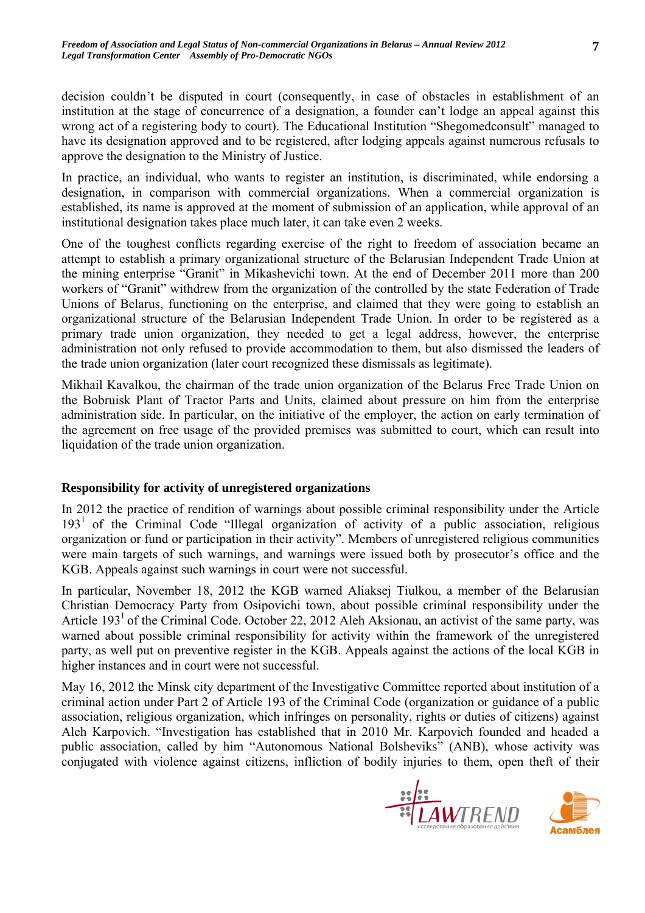decision couldn't be disputed in court (consequently, in case of obstacles in establishment of an institution at the stage of concurrence of a designation, a founder can't lodge an appeal against this wrong act of a registering body to court). The Educational Institution "Shegomedconsult" managed to have its designation approved and to be registered, after lodging appeals against numerous refusals to approve the designation to the Ministry of Justice.

In practice, an individual, who wants to register an institution, is discriminated, while endorsing a designation, in comparison with commercial organizations. When a commercial organization is established, its name is approved at the moment of submission of an application, while approval of an institutional designation takes place much later, it can take even 2 weeks.

One of the toughest conflicts regarding exercise of the right to freedom of association became an attempt to establish a primary organizational structure of the Belarusian Independent Trade Union at the mining enterprise "Granit" in Mikashevichi town. At the end of December 2011 more than 200 workers of "Granit" withdrew from the organization of the controlled by the state Federation of Trade Unions of Belarus, functioning on the enterprise, and claimed that they were going to establish an organizational structure of the Belarusian Independent Trade Union. In order to be registered as a primary trade union organization, they needed to get a legal address, however, the enterprise administration not only refused to provide accommodation to them, but also dismissed the leaders of the trade union organization (later court recognized these dismissals as legitimate).

Mikhail Kavalkou, the chairman of the trade union organization of the Belarus Free Trade Union on the Bobruisk Plant of Tractor Parts and Units, claimed about pressure on him from the enterprise administration side. In particular, on the initiative of the employer, the action on early termination of the agreement on free usage of the provided premises was submitted to court, which can result into liquidation of the trade union organization.

### Responsibility for activity of unregistered organizations

In 2012 the practice of rendition of warnings about possible criminal responsibility under the Article 193[1] of the Criminal Code "Illegal organization of activity of a public association, religious organization or fund or participation in their activity". Members of unregistered religious communities were main targets of such warnings, and warnings were issued both by prosecutor's office and the KGB. Appeals against such warnings in court were not successful.

In particular, November 18, 2012 the KGB warned Aliaksej Tiulkou, a member of the Belarusian Christian Democracy Party from Osipovichi town, about possible criminal responsibility under the Article 193[1] of the Criminal Code. October 22, 2012 Aleh Aksionau, an activist of the same party, was warned about possible criminal responsibility for activity within the framework of the unregistered party, as well put on preventive register in the KGB. Appeals against the actions of the local KGB in higher instances and in court were not successful.

May 16, 2012 the Minsk city department of the Investigative Committee reported about institution of a criminal action under Part 2 of Article 193 of the Criminal Code (organization or guidance of a public association, religious organization, which infringes on personality, rights or duties of citizens) against Aleh Karpovich. "Investigation has established that in 2010 Mr. Karpovich founded and headed a public association, called by him "Autonomous National Bolsheviks" (ANB), whose activity was conjugated with violence against citizens, infliction of bodily injuries to them, open theft of their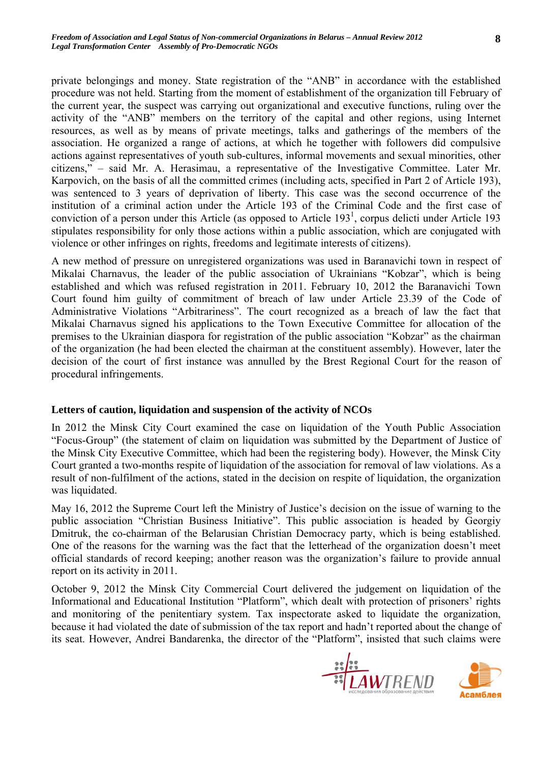private belongings and money. State registration of the "ANB" in accordance with the established procedure was not held. Starting from the moment of establishment of the organization till February of the current year, the suspect was carrying out organizational and executive functions, ruling over the activity of the "ANB" members on the territory of the capital and other regions, using Internet resources, as well as by means of private meetings, talks and gatherings of the members of the association. He organized a range of actions, at which he together with followers did compulsive actions against representatives of youth sub-cultures, informal movements and sexual minorities, other citizens," – said Mr. A. Herasimau, a representative of the Investigative Committee. Later Mr. Karpovich, on the basis of all the committed crimes (including acts, specified in Part 2 of Article 193), was sentenced to 3 years of deprivation of liberty. This case was the second occurrence of the institution of a criminal action under the Article 193 of the Criminal Code and the first case of conviction of a person under this Article (as opposed to Article 193[1], corpus delicti under Article 193 stipulates responsibility for only those actions within a public association, which are conjugated with violence or other infringes on rights, freedoms and legitimate interests of citizens).

A new method of pressure on unregistered organizations was used in Baranavichi town in respect of Mikalai Charnavus, the leader of the public association of Ukrainians "Kobzar", which is being established and which was refused registration in 2011. February 10, 2012 the Baranavichi Town Court found him guilty of commitment of breach of law under Article 23.39 of the Code of Administrative Violations "Arbitrariness". The court recognized as a breach of law the fact that Mikalai Charnavus signed his applications to the Town Executive Committee for allocation of the premises to the Ukrainian diaspora for registration of the public association "Kobzar" as the chairman of the organization (he had been elected the chairman at the constituent assembly). However, later the decision of the court of first instance was annulled by the Brest Regional Court for the reason of procedural infringements.

**Letters of caution, liquidation and suspension of the activity of NCOs**

In 2012 the Minsk City Court examined the case on liquidation of the Youth Public Association "Focus-Group" (the statement of claim on liquidation was submitted by the Department of Justice of the Minsk City Executive Committee, which had been the registering body). However, the Minsk City Court granted a two-months respite of liquidation of the association for removal of law violations. As a result of non-fulfilment of the actions, stated in the decision on respite of liquidation, the organization was liquidated.

May 16, 2012 the Supreme Court left the Ministry of Justice's decision on the issue of warning to the public association "Christian Business Initiative". This public association is headed by Georgiy Dmitruk, the co-chairman of the Belarusian Christian Democracy party, which is being established. One of the reasons for the warning was the fact that the letterhead of the organization doesn't meet official standards of record keeping; another reason was the organization's failure to provide annual report on its activity in 2011.

October 9, 2012 the Minsk City Commercial Court delivered the judgement on liquidation of the Informational and Educational Institution "Platform", which dealt with protection of prisoners' rights and monitoring of the penitentiary system. Tax inspectorate asked to liquidate the organization, because it had violated the date of submission of the tax report and hadn't reported about the change of its seat. However, Andrei Bandarenka, the director of the "Platform", insisted that such claims were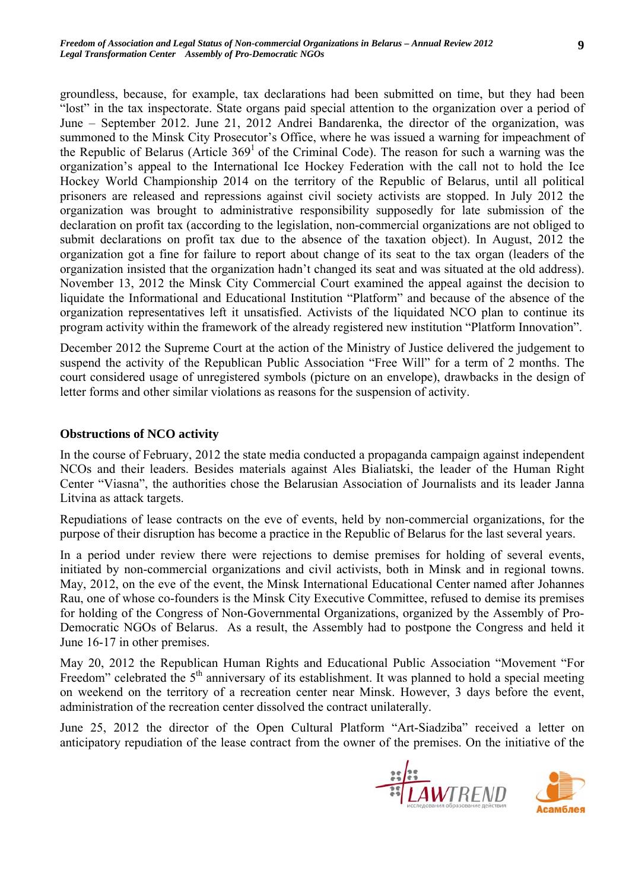groundless, because, for example, tax declarations had been submitted on time, but they had been "lost" in the tax inspectorate. State organs paid special attention to the organization over a period of June – September 2012. June 21, 2012 Andrei Bandarenka, the director of the organization, was summoned to the Minsk City Prosecutor's Office, where he was issued a warning for impeachment of the Republic of Belarus (Article 369[1] of the Criminal Code). The reason for such a warning was the organization's appeal to the International Ice Hockey Federation with the call not to hold the Ice Hockey World Championship 2014 on the territory of the Republic of Belarus, until all political prisoners are released and repressions against civil society activists are stopped. In July 2012 the organization was brought to administrative responsibility supposedly for late submission of the declaration on profit tax (according to the legislation, non-commercial organizations are not obliged to submit declarations on profit tax due to the absence of the taxation object). In August, 2012 the organization got a fine for failure to report about change of its seat to the tax organ (leaders of the organization insisted that the organization hadn't changed its seat and was situated at the old address). November 13, 2012 the Minsk City Commercial Court examined the appeal against the decision to liquidate the Informational and Educational Institution "Platform" and because of the absence of the organization representatives left it unsatisfied. Activists of the liquidated NCO plan to continue its program activity within the framework of the already registered new institution "Platform Innovation".

December 2012 the Supreme Court at the action of the Ministry of Justice delivered the judgement to suspend the activity of the Republican Public Association "Free Will" for a term of 2 months. The court considered usage of unregistered symbols (picture on an envelope), drawbacks in the design of letter forms and other similar violations as reasons for the suspension of activity.

## Obstructions of NCO activity

In the course of February, 2012 the state media conducted a propaganda campaign against independent NCOs and their leaders. Besides materials against Ales Bialiatski, the leader of the Human Right Center "Viasna", the authorities chose the Belarusian Association of Journalists and its leader Janna Litvina as attack targets.

Repudiations of lease contracts on the eve of events, held by non-commercial organizations, for the purpose of their disruption has become a practice in the Republic of Belarus for the last several years.

In a period under review there were rejections to demise premises for holding of several events, initiated by non-commercial organizations and civil activists, both in Minsk and in regional towns. May, 2012, on the eve of the event, the Minsk International Educational Center named after Johannes Rau, one of whose co-founders is the Minsk City Executive Committee, refused to demise its premises for holding of the Congress of Non-Governmental Organizations, organized by the Assembly of Pro-Democratic NGOs of Belarus. As a result, the Assembly had to postpone the Congress and held it June 16-17 in other premises.

May 20, 2012 the Republican Human Rights and Educational Public Association "Movement "For Freedom" celebrated the 5[th] anniversary of its establishment. It was planned to hold a special meeting on weekend on the territory of a recreation center near Minsk. However, 3 days before the event, administration of the recreation center dissolved the contract unilaterally.

June 25, 2012 the director of the Open Cultural Platform "Art-Siadziba" received a letter on anticipatory repudiation of the lease contract from the owner of the premises. On the initiative of the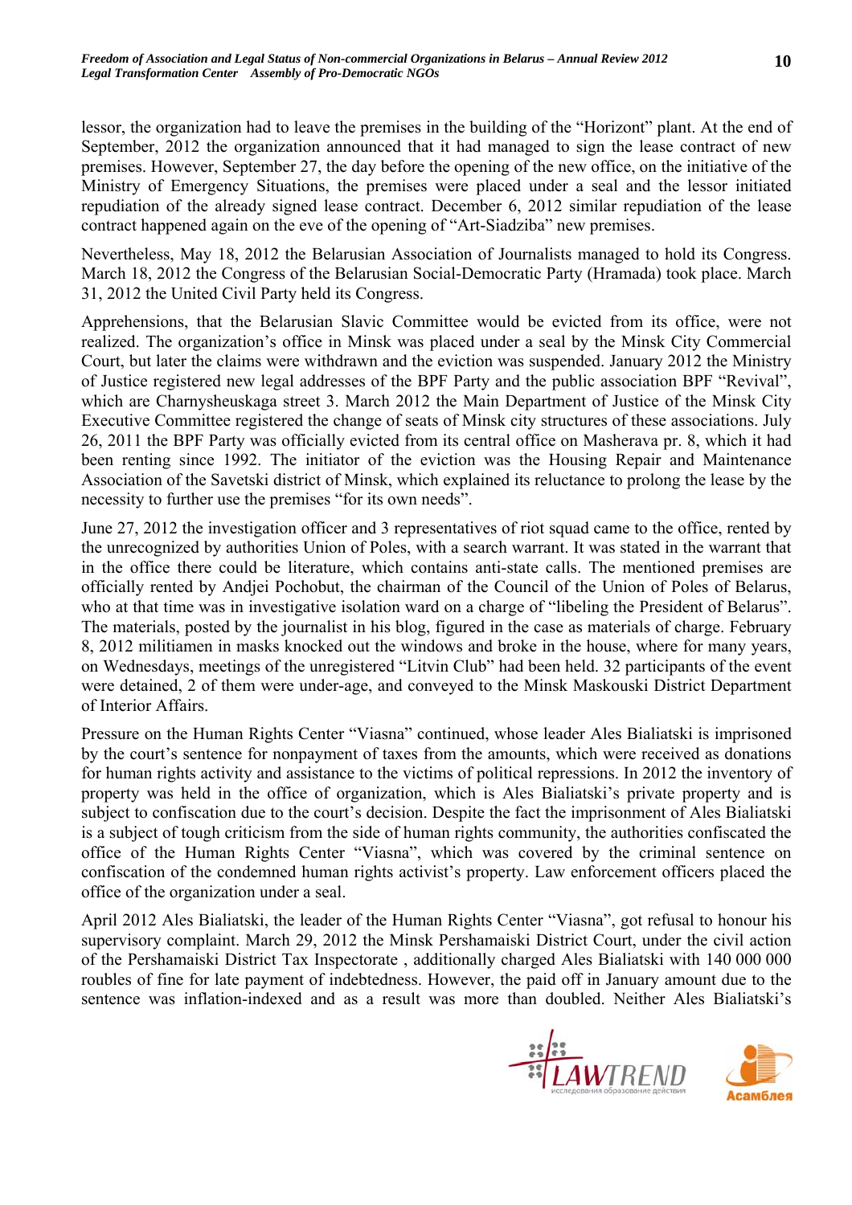lessor, the organization had to leave the premises in the building of the "Horizont" plant. At the end of September, 2012 the organization announced that it had managed to sign the lease contract of new premises. However, September 27, the day before the opening of the new office, on the initiative of the Ministry of Emergency Situations, the premises were placed under a seal and the lessor initiated repudiation of the already signed lease contract. December 6, 2012 similar repudiation of the lease contract happened again on the eve of the opening of "Art-Siadziba" new premises.

Nevertheless, May 18, 2012 the Belarusian Association of Journalists managed to hold its Congress. March 18, 2012 the Congress of the Belarusian Social-Democratic Party (Hramada) took place. March 31, 2012 the United Civil Party held its Congress.

Apprehensions, that the Belarusian Slavic Committee would be evicted from its office, were not realized. The organization's office in Minsk was placed under a seal by the Minsk City Commercial Court, but later the claims were withdrawn and the eviction was suspended. January 2012 the Ministry of Justice registered new legal addresses of the BPF Party and the public association BPF "Revival", which are Charnysheuskaga street 3. March 2012 the Main Department of Justice of the Minsk City Executive Committee registered the change of seats of Minsk city structures of these associations. July 26, 2011 the BPF Party was officially evicted from its central office on Masherava pr. 8, which it had been renting since 1992. The initiator of the eviction was the Housing Repair and Maintenance Association of the Savetski district of Minsk, which explained its reluctance to prolong the lease by the necessity to further use the premises "for its own needs".

June 27, 2012 the investigation officer and 3 representatives of riot squad came to the office, rented by the unrecognized by authorities Union of Poles, with a search warrant. It was stated in the warrant that in the office there could be literature, which contains anti-state calls. The mentioned premises are officially rented by Andjei Pochobut, the chairman of the Council of the Union of Poles of Belarus, who at that time was in investigative isolation ward on a charge of "libeling the President of Belarus". The materials, posted by the journalist in his blog, figured in the case as materials of charge. February 8, 2012 militiamen in masks knocked out the windows and broke in the house, where for many years, on Wednesdays, meetings of the unregistered "Litvin Club" had been held. 32 participants of the event were detained, 2 of them were under-age, and conveyed to the Minsk Maskouski District Department of Interior Affairs.

Pressure on the Human Rights Center "Viasna" continued, whose leader Ales Bialiatski is imprisoned by the court's sentence for nonpayment of taxes from the amounts, which were received as donations for human rights activity and assistance to the victims of political repressions. In 2012 the inventory of property was held in the office of organization, which is Ales Bialiatski's private property and is subject to confiscation due to the court's decision. Despite the fact the imprisonment of Ales Bialiatski is a subject of tough criticism from the side of human rights community, the authorities confiscated the office of the Human Rights Center "Viasna", which was covered by the criminal sentence on confiscation of the condemned human rights activist's property. Law enforcement officers placed the office of the organization under a seal.

April 2012 Ales Bialiatski, the leader of the Human Rights Center "Viasna", got refusal to honour his supervisory complaint. March 29, 2012 the Minsk Pershamaiski District Court, under the civil action of the Pershamaiski District Tax Inspectorate , additionally charged Ales Bialiatski with 140 000 000 roubles of fine for late payment of indebtedness. However, the paid off in January amount due to the sentence was inflation-indexed and as a result was more than doubled. Neither Ales Bialiatski's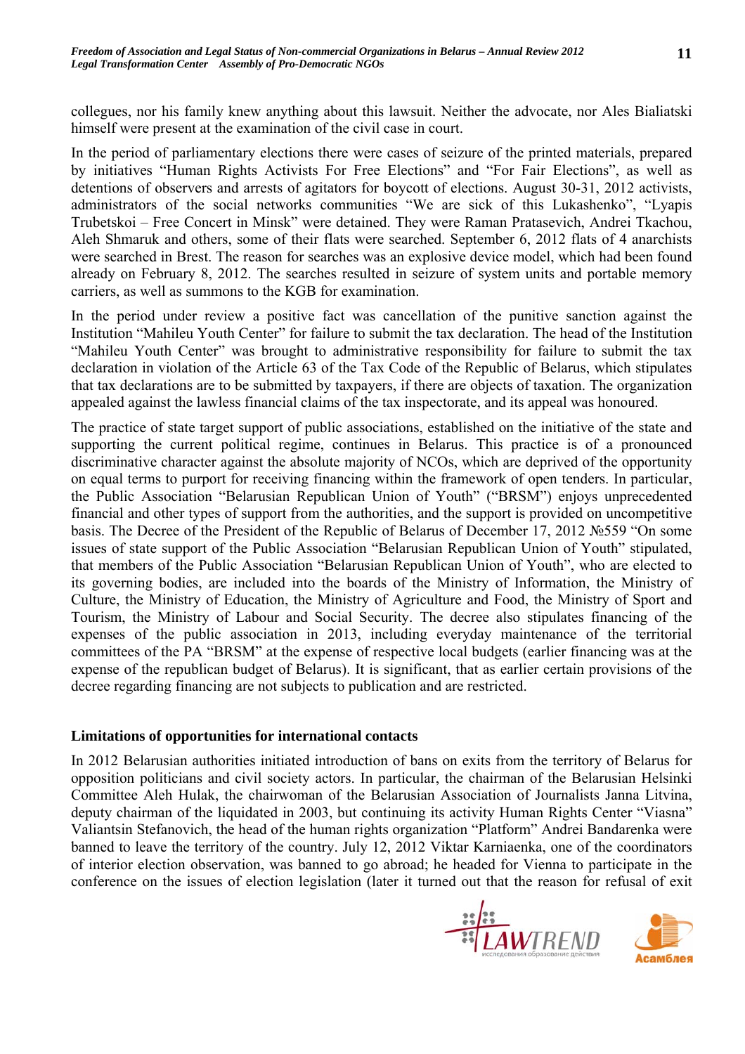collegues, nor his family knew anything about this lawsuit. Neither the advocate, nor Ales Bialiatski himself were present at the examination of the civil case in court.

In the period of parliamentary elections there were cases of seizure of the printed materials, prepared by initiatives "Human Rights Activists For Free Elections" and "For Fair Elections", as well as detentions of observers and arrests of agitators for boycott of elections. August 30-31, 2012 activists, administrators of the social networks communities "We are sick of this Lukashenko", "Lyapis Trubetskoi – Free Concert in Minsk" were detained. They were Raman Pratasevich, Andrei Tkachou, Aleh Shmaruk and others, some of their flats were searched. September 6, 2012 flats of 4 anarchists were searched in Brest. The reason for searches was an explosive device model, which had been found already on February 8, 2012. The searches resulted in seizure of system units and portable memory carriers, as well as summons to the KGB for examination.

In the period under review a positive fact was cancellation of the punitive sanction against the Institution "Mahileu Youth Center" for failure to submit the tax declaration. The head of the Institution "Mahileu Youth Center" was brought to administrative responsibility for failure to submit the tax declaration in violation of the Article 63 of the Tax Code of the Republic of Belarus, which stipulates that tax declarations are to be submitted by taxpayers, if there are objects of taxation. The organization appealed against the lawless financial claims of the tax inspectorate, and its appeal was honoured.

The practice of state target support of public associations, established on the initiative of the state and supporting the current political regime, continues in Belarus. This practice is of a pronounced discriminative character against the absolute majority of NCOs, which are deprived of the opportunity on equal terms to purport for receiving financing within the framework of open tenders. In particular, the Public Association "Belarusian Republican Union of Youth" ("BRSM") enjoys unprecedented financial and other types of support from the authorities, and the support is provided on uncompetitive basis. The Decree of the President of the Republic of Belarus of December 17, 2012 №559 "On some issues of state support of the Public Association "Belarusian Republican Union of Youth" stipulated, that members of the Public Association "Belarusian Republican Union of Youth", who are elected to its governing bodies, are included into the boards of the Ministry of Information, the Ministry of Culture, the Ministry of Education, the Ministry of Agriculture and Food, the Ministry of Sport and Tourism, the Ministry of Labour and Social Security. The decree also stipulates financing of the expenses of the public association in 2013, including everyday maintenance of the territorial committees of the PA "BRSM" at the expense of respective local budgets (earlier financing was at the expense of the republican budget of Belarus). It is significant, that as earlier certain provisions of the decree regarding financing are not subjects to publication and are restricted.

**Limitations of opportunities for international contacts**

In 2012 Belarusian authorities initiated introduction of bans on exits from the territory of Belarus for opposition politicians and civil society actors. In particular, the chairman of the Belarusian Helsinki Committee Aleh Hulak, the chairwoman of the Belarusian Association of Journalists Janna Litvina, deputy chairman of the liquidated in 2003, but continuing its activity Human Rights Center "Viasna" Valiantsin Stefanovich, the head of the human rights organization "Platform" Andrei Bandarenka were banned to leave the territory of the country. July 12, 2012 Viktar Karniaenka, one of the coordinators of interior election observation, was banned to go abroad; he headed for Vienna to participate in the conference on the issues of election legislation (later it turned out that the reason for refusal of exit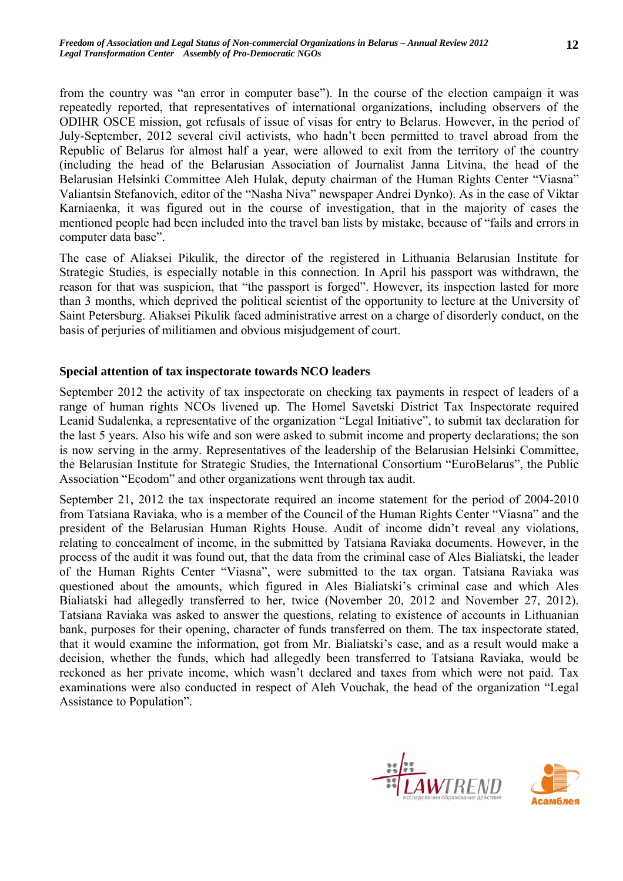from the country was "an error in computer base"). In the course of the election campaign it was repeatedly reported, that representatives of international organizations, including observers of the ODIHR OSCE mission, got refusals of issue of visas for entry to Belarus. However, in the period of July-September, 2012 several civil activists, who hadn't been permitted to travel abroad from the Republic of Belarus for almost half a year, were allowed to exit from the territory of the country (including the head of the Belarusian Association of Journalist Janna Litvina, the head of the Belarusian Helsinki Committee Aleh Hulak, deputy chairman of the Human Rights Center "Viasna" Valiantsin Stefanovich, editor of the "Nasha Niva" newspaper Andrei Dynko). As in the case of Viktar Karniaenka, it was figured out in the course of investigation, that in the majority of cases the mentioned people had been included into the travel ban lists by mistake, because of "fails and errors in computer data base".

The case of Aliaksei Pikulik, the director of the registered in Lithuania Belarusian Institute for Strategic Studies, is especially notable in this connection. In April his passport was withdrawn, the reason for that was suspicion, that "the passport is forged". However, its inspection lasted for more than 3 months, which deprived the political scientist of the opportunity to lecture at the University of Saint Petersburg. Aliaksei Pikulik faced administrative arrest on a charge of disorderly conduct, on the basis of perjuries of militiamen and obvious misjudgement of court.

**Special attention of tax inspectorate towards NCO leaders**

September 2012 the activity of tax inspectorate on checking tax payments in respect of leaders of a range of human rights NCOs livened up. The Homel Savetski District Tax Inspectorate required Leanid Sudalenka, a representative of the organization "Legal Initiative", to submit tax declaration for the last 5 years. Also his wife and son were asked to submit income and property declarations; the son is now serving in the army. Representatives of the leadership of the Belarusian Helsinki Committee, the Belarusian Institute for Strategic Studies, the International Consortium "EuroBelarus", the Public Association "Ecodom" and other organizations went through tax audit.

September 21, 2012 the tax inspectorate required an income statement for the period of 2004-2010 from Tatsiana Raviaka, who is a member of the Council of the Human Rights Center "Viasna" and the president of the Belarusian Human Rights House. Audit of income didn't reveal any violations, relating to concealment of income, in the submitted by Tatsiana Raviaka documents. However, in the process of the audit it was found out, that the data from the criminal case of Ales Bialiatski, the leader of the Human Rights Center "Viasna", were submitted to the tax organ. Tatsiana Raviaka was questioned about the amounts, which figured in Ales Bialiatski's criminal case and which Ales Bialiatski had allegedly transferred to her, twice (November 20, 2012 and November 27, 2012). Tatsiana Raviaka was asked to answer the questions, relating to existence of accounts in Lithuanian bank, purposes for their opening, character of funds transferred on them. The tax inspectorate stated, that it would examine the information, got from Mr. Bialiatski's case, and as a result would make a decision, whether the funds, which had allegedly been transferred to Tatsiana Raviaka, would be reckoned as her private income, which wasn't declared and taxes from which were not paid. Tax examinations were also conducted in respect of Aleh Vouchak, the head of the organization "Legal Assistance to Population".